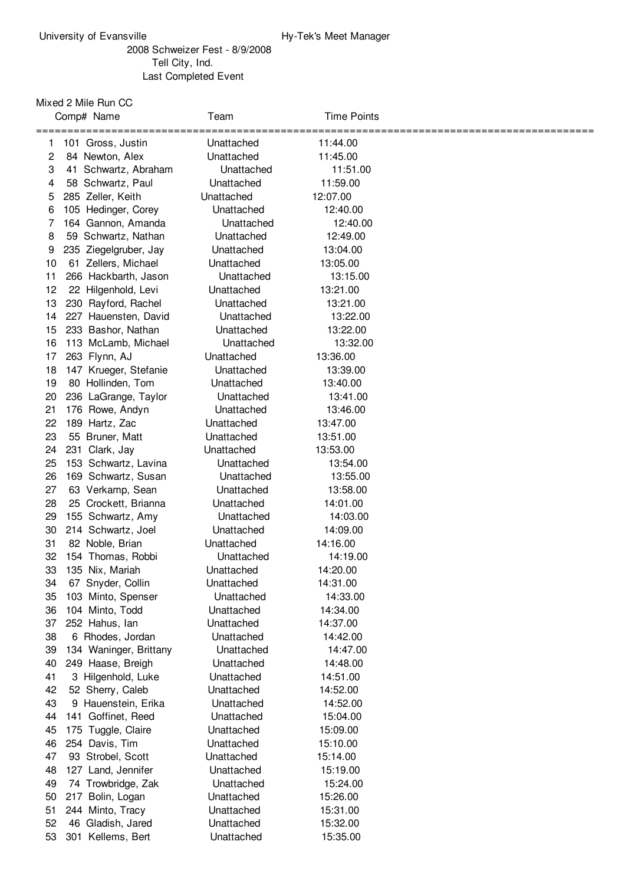University of Evansville — Hy-Tek's Meet Manager

2008 Schweizer Fest - 8/9/2008

Tell City, Ind.

Last Completed Event

## Mixed 2 Mile Run CC

| | Comp# | Name | Team | Time | Points |
|---|---|---|---|---|---|
| 1 | 101 | Gross, Justin | Unattached | 11:44.00 | |
| 2 | 84 | Newton, Alex | Unattached | 11:45.00 | |
| 3 | 41 | Schwartz, Abraham | Unattached | 11:51.00 | |
| 4 | 58 | Schwartz, Paul | Unattached | 11:59.00 | |
| 5 | 285 | Zeller, Keith | Unattached | 12:07.00 | |
| 6 | 105 | Hedinger, Corey | Unattached | 12:40.00 | |
| 7 | 164 | Gannon, Amanda | Unattached | 12:40.00 | |
| 8 | 59 | Schwartz, Nathan | Unattached | 12:49.00 | |
| 9 | 235 | Ziegelgruber, Jay | Unattached | 13:04.00 | |
| 10 | 61 | Zellers, Michael | Unattached | 13:05.00 | |
| 11 | 266 | Hackbarth, Jason | Unattached | 13:15.00 | |
| 12 | 22 | Hilgenhold, Levi | Unattached | 13:21.00 | |
| 13 | 230 | Rayford, Rachel | Unattached | 13:21.00 | |
| 14 | 227 | Hauensten, David | Unattached | 13:22.00 | |
| 15 | 233 | Bashor, Nathan | Unattached | 13:22.00 | |
| 16 | 113 | McLamb, Michael | Unattached | 13:32.00 | |
| 17 | 263 | Flynn, AJ | Unattached | 13:36.00 | |
| 18 | 147 | Krueger, Stefanie | Unattached | 13:39.00 | |
| 19 | 80 | Hollinden, Tom | Unattached | 13:40.00 | |
| 20 | 236 | LaGrange, Taylor | Unattached | 13:41.00 | |
| 21 | 176 | Rowe, Andyn | Unattached | 13:46.00 | |
| 22 | 189 | Hartz, Zac | Unattached | 13:47.00 | |
| 23 | 55 | Bruner, Matt | Unattached | 13:51.00 | |
| 24 | 231 | Clark, Jay | Unattached | 13:53.00 | |
| 25 | 153 | Schwartz, Lavina | Unattached | 13:54.00 | |
| 26 | 169 | Schwartz, Susan | Unattached | 13:55.00 | |
| 27 | 63 | Verkamp, Sean | Unattached | 13:58.00 | |
| 28 | 25 | Crockett, Brianna | Unattached | 14:01.00 | |
| 29 | 155 | Schwartz, Amy | Unattached | 14:03.00 | |
| 30 | 214 | Schwartz, Joel | Unattached | 14:09.00 | |
| 31 | 82 | Noble, Brian | Unattached | 14:16.00 | |
| 32 | 154 | Thomas, Robbi | Unattached | 14:19.00 | |
| 33 | 135 | Nix, Mariah | Unattached | 14:20.00 | |
| 34 | 67 | Snyder, Collin | Unattached | 14:31.00 | |
| 35 | 103 | Minto, Spenser | Unattached | 14:33.00 | |
| 36 | 104 | Minto, Todd | Unattached | 14:34.00 | |
| 37 | 252 | Hahus, Ian | Unattached | 14:37.00 | |
| 38 | 6 | Rhodes, Jordan | Unattached | 14:42.00 | |
| 39 | 134 | Waninger, Brittany | Unattached | 14:47.00 | |
| 40 | 249 | Haase, Breigh | Unattached | 14:48.00 | |
| 41 | 3 | Hilgenhold, Luke | Unattached | 14:51.00 | |
| 42 | 52 | Sherry, Caleb | Unattached | 14:52.00 | |
| 43 | 9 | Hauenstein, Erika | Unattached | 14:52.00 | |
| 44 | 141 | Goffinet, Reed | Unattached | 15:04.00 | |
| 45 | 175 | Tuggle, Claire | Unattached | 15:09.00 | |
| 46 | 254 | Davis, Tim | Unattached | 15:10.00 | |
| 47 | 93 | Strobel, Scott | Unattached | 15:14.00 | |
| 48 | 127 | Land, Jennifer | Unattached | 15:19.00 | |
| 49 | 74 | Trowbridge, Zak | Unattached | 15:24.00 | |
| 50 | 217 | Bolin, Logan | Unattached | 15:26.00 | |
| 51 | 244 | Minto, Tracy | Unattached | 15:31.00 | |
| 52 | 46 | Gladish, Jared | Unattached | 15:32.00 | |
| 53 | 301 | Kellems, Bert | Unattached | 15:35.00 | |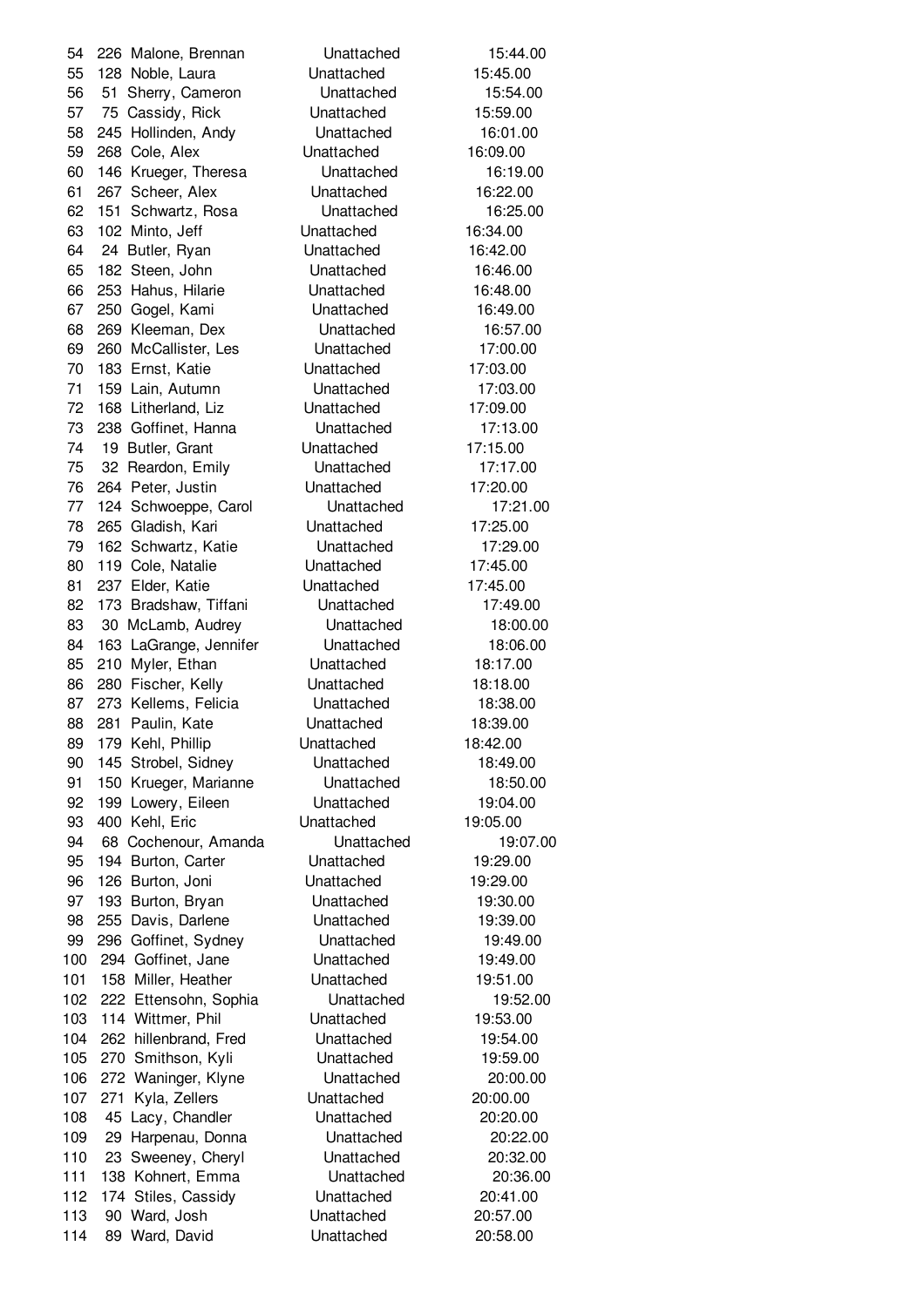| | | | | |
|---|---|---|---|---|
| 54 | 226 | Malone, Brennan | Unattached | 15:44.00 |
| 55 | 128 | Noble, Laura | Unattached | 15:45.00 |
| 56 | 51 | Sherry, Cameron | Unattached | 15:54.00 |
| 57 | 75 | Cassidy, Rick | Unattached | 15:59.00 |
| 58 | 245 | Hollinden, Andy | Unattached | 16:01.00 |
| 59 | 268 | Cole, Alex | Unattached | 16:09.00 |
| 60 | 146 | Krueger, Theresa | Unattached | 16:19.00 |
| 61 | 267 | Scheer, Alex | Unattached | 16:22.00 |
| 62 | 151 | Schwartz, Rosa | Unattached | 16:25.00 |
| 63 | 102 | Minto, Jeff | Unattached | 16:34.00 |
| 64 | 24 | Butler, Ryan | Unattached | 16:42.00 |
| 65 | 182 | Steen, John | Unattached | 16:46.00 |
| 66 | 253 | Hahus, Hilarie | Unattached | 16:48.00 |
| 67 | 250 | Gogel, Kami | Unattached | 16:49.00 |
| 68 | 269 | Kleeman, Dex | Unattached | 16:57.00 |
| 69 | 260 | McCallister, Les | Unattached | 17:00.00 |
| 70 | 183 | Ernst, Katie | Unattached | 17:03.00 |
| 71 | 159 | Lain, Autumn | Unattached | 17:03.00 |
| 72 | 168 | Litherland, Liz | Unattached | 17:09.00 |
| 73 | 238 | Goffinet, Hanna | Unattached | 17:13.00 |
| 74 | 19 | Butler, Grant | Unattached | 17:15.00 |
| 75 | 32 | Reardon, Emily | Unattached | 17:17.00 |
| 76 | 264 | Peter, Justin | Unattached | 17:20.00 |
| 77 | 124 | Schwoeppe, Carol | Unattached | 17:21.00 |
| 78 | 265 | Gladish, Kari | Unattached | 17:25.00 |
| 79 | 162 | Schwartz, Katie | Unattached | 17:29.00 |
| 80 | 119 | Cole, Natalie | Unattached | 17:45.00 |
| 81 | 237 | Elder, Katie | Unattached | 17:45.00 |
| 82 | 173 | Bradshaw, Tiffani | Unattached | 17:49.00 |
| 83 | 30 | McLamb, Audrey | Unattached | 18:00.00 |
| 84 | 163 | LaGrange, Jennifer | Unattached | 18:06.00 |
| 85 | 210 | Myler, Ethan | Unattached | 18:17.00 |
| 86 | 280 | Fischer, Kelly | Unattached | 18:18.00 |
| 87 | 273 | Kellems, Felicia | Unattached | 18:38.00 |
| 88 | 281 | Paulin, Kate | Unattached | 18:39.00 |
| 89 | 179 | Kehl, Phillip | Unattached | 18:42.00 |
| 90 | 145 | Strobel, Sidney | Unattached | 18:49.00 |
| 91 | 150 | Krueger, Marianne | Unattached | 18:50.00 |
| 92 | 199 | Lowery, Eileen | Unattached | 19:04.00 |
| 93 | 400 | Kehl, Eric | Unattached | 19:05.00 |
| 94 | 68 | Cochenour, Amanda | Unattached | 19:07.00 |
| 95 | 194 | Burton, Carter | Unattached | 19:29.00 |
| 96 | 126 | Burton, Joni | Unattached | 19:29.00 |
| 97 | 193 | Burton, Bryan | Unattached | 19:30.00 |
| 98 | 255 | Davis, Darlene | Unattached | 19:39.00 |
| 99 | 296 | Goffinet, Sydney | Unattached | 19:49.00 |
| 100 | 294 | Goffinet, Jane | Unattached | 19:49.00 |
| 101 | 158 | Miller, Heather | Unattached | 19:51.00 |
| 102 | 222 | Ettensohn, Sophia | Unattached | 19:52.00 |
| 103 | 114 | Wittmer, Phil | Unattached | 19:53.00 |
| 104 | 262 | hillenbrand, Fred | Unattached | 19:54.00 |
| 105 | 270 | Smithson, Kyli | Unattached | 19:59.00 |
| 106 | 272 | Waninger, Klyne | Unattached | 20:00.00 |
| 107 | 271 | Kyla, Zellers | Unattached | 20:00.00 |
| 108 | 45 | Lacy, Chandler | Unattached | 20:20.00 |
| 109 | 29 | Harpenau, Donna | Unattached | 20:22.00 |
| 110 | 23 | Sweeney, Cheryl | Unattached | 20:32.00 |
| 111 | 138 | Kohnert, Emma | Unattached | 20:36.00 |
| 112 | 174 | Stiles, Cassidy | Unattached | 20:41.00 |
| 113 | 90 | Ward, Josh | Unattached | 20:57.00 |
| 114 | 89 | Ward, David | Unattached | 20:58.00 |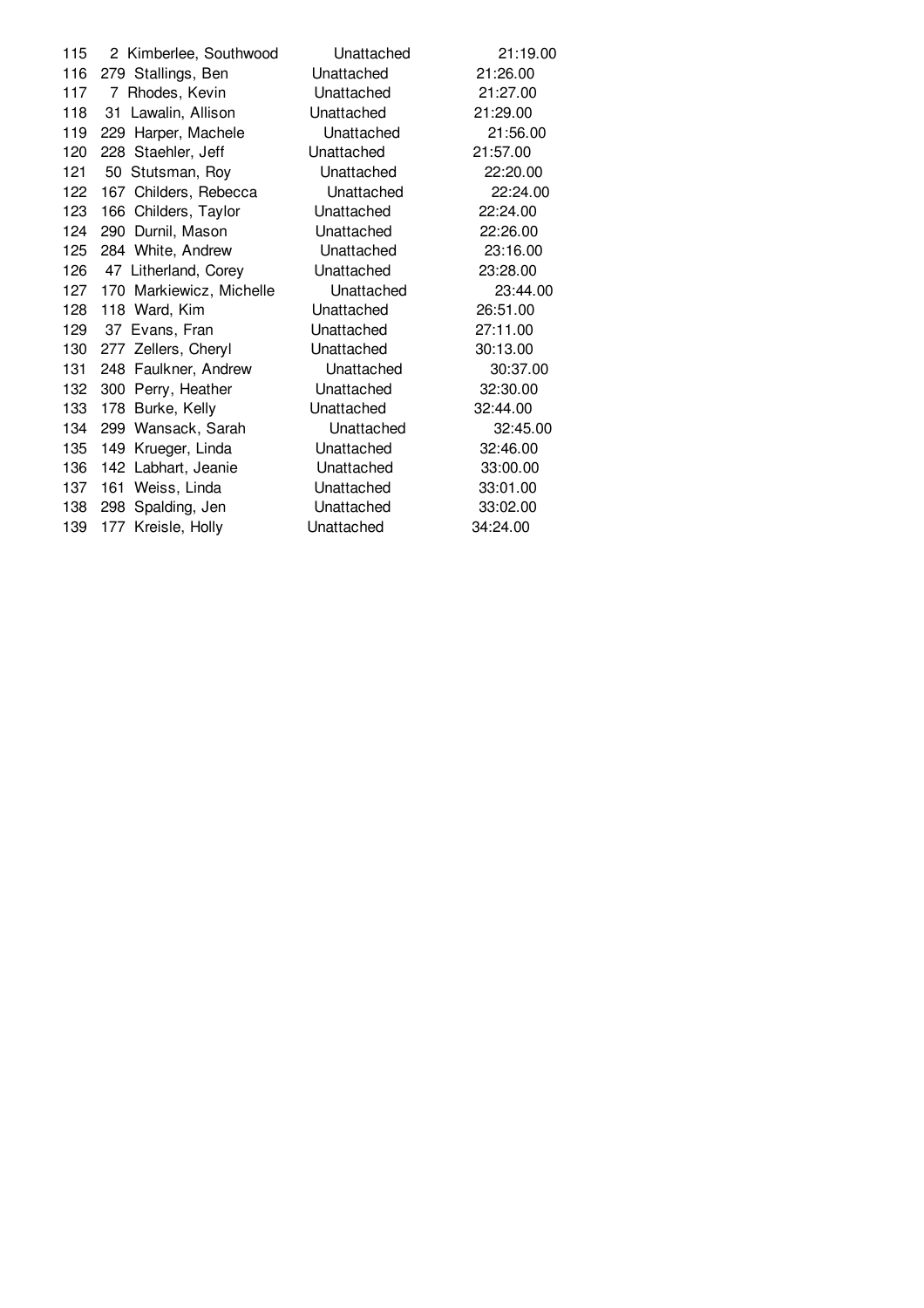| | | | | |
|---|---|---|---|---|
| 115 | 2 | Kimberlee, Southwood | Unattached | 21:19.00 |
| 116 | 279 | Stallings, Ben | Unattached | 21:26.00 |
| 117 | 7 | Rhodes, Kevin | Unattached | 21:27.00 |
| 118 | 31 | Lawalin, Allison | Unattached | 21:29.00 |
| 119 | 229 | Harper, Machele | Unattached | 21:56.00 |
| 120 | 228 | Staehler, Jeff | Unattached | 21:57.00 |
| 121 | 50 | Stutsman, Roy | Unattached | 22:20.00 |
| 122 | 167 | Childers, Rebecca | Unattached | 22:24.00 |
| 123 | 166 | Childers, Taylor | Unattached | 22:24.00 |
| 124 | 290 | Durnil, Mason | Unattached | 22:26.00 |
| 125 | 284 | White, Andrew | Unattached | 23:16.00 |
| 126 | 47 | Litherland, Corey | Unattached | 23:28.00 |
| 127 | 170 | Markiewicz, Michelle | Unattached | 23:44.00 |
| 128 | 118 | Ward, Kim | Unattached | 26:51.00 |
| 129 | 37 | Evans, Fran | Unattached | 27:11.00 |
| 130 | 277 | Zellers, Cheryl | Unattached | 30:13.00 |
| 131 | 248 | Faulkner, Andrew | Unattached | 30:37.00 |
| 132 | 300 | Perry, Heather | Unattached | 32:30.00 |
| 133 | 178 | Burke, Kelly | Unattached | 32:44.00 |
| 134 | 299 | Wansack, Sarah | Unattached | 32:45.00 |
| 135 | 149 | Krueger, Linda | Unattached | 32:46.00 |
| 136 | 142 | Labhart, Jeanie | Unattached | 33:00.00 |
| 137 | 161 | Weiss, Linda | Unattached | 33:01.00 |
| 138 | 298 | Spalding, Jen | Unattached | 33:02.00 |
| 139 | 177 | Kreisle, Holly | Unattached | 34:24.00 |